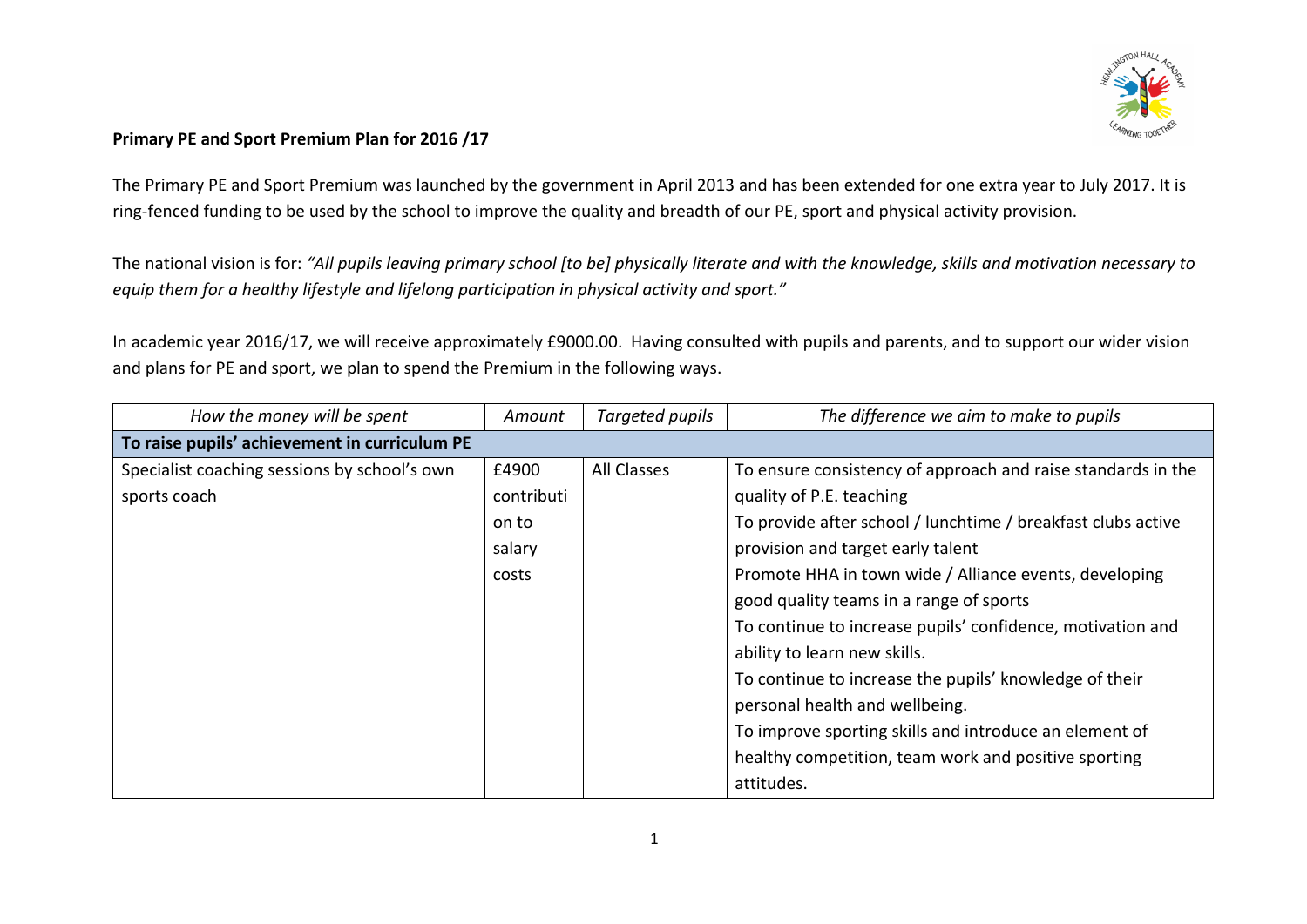**Primary PE and Sport Premium Plan for 2016 /17**

The Primary PE and Sport Premium was launched by the government in April 2013 and has been extended for one extra year to July 2017. It is ring-fenced funding to be used by the school to improve the quality and breadth of our PE, sport and physical activity provision.

The national vision is for: *"All pupils leaving primary school [to be] physically literate and with the knowledge, skills and motivation necessary to equip them for a healthy lifestyle and lifelong participation in physical activity and sport."*

In academic year 2016/17, we will receive approximately £9000.00. Having consulted with pupils and parents, and to support our wider vision and plans for PE and sport, we plan to spend the Premium in the following ways.

| *How the money will be spent* | *Amount* | *Targeted pupils* | *The difference we aim to make to pupils* |
|---|---|---|---|
| **To raise pupils' achievement in curriculum PE** | | | |
| Specialist coaching sessions by school's own sports coach | £4900 contribution to salary costs | All Classes | To ensure consistency of approach and raise standards in the quality of P.E. teaching<br>To provide after school / lunchtime / breakfast clubs active provision and target early talent<br>Promote HHA in town wide / Alliance events, developing good quality teams in a range of sports<br>To continue to increase pupils' confidence, motivation and ability to learn new skills.<br>To continue to increase the pupils' knowledge of their personal health and wellbeing.<br>To improve sporting skills and introduce an element of healthy competition, team work and positive sporting attitudes. |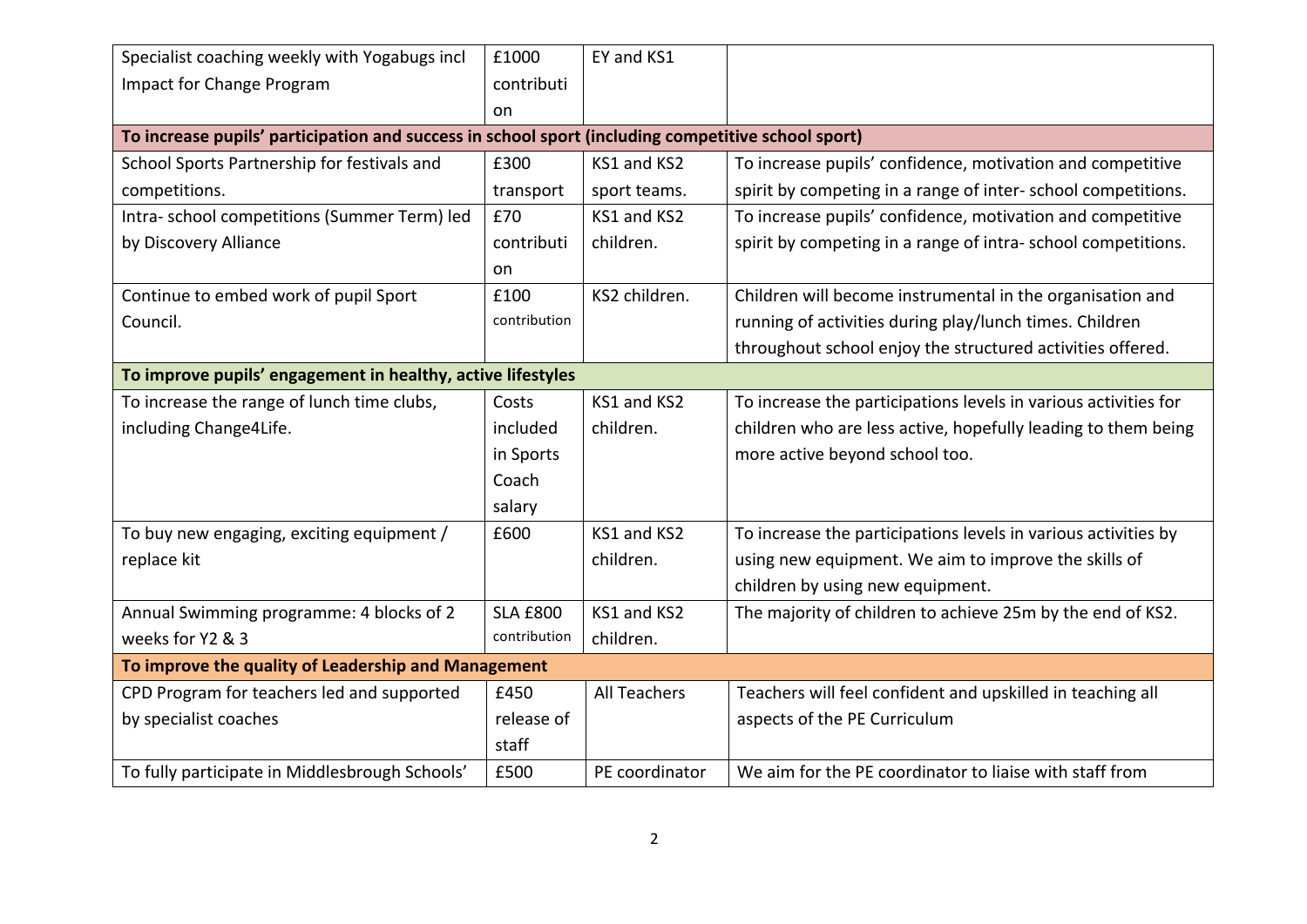| | | | |
|---|---|---|---|
| Specialist coaching weekly with Yogabugs incl Impact for Change Program | £1000 contribution | EY and KS1 | |
| **To increase pupils' participation and success in school sport (including competitive school sport)** | | | |
| School Sports Partnership for festivals and competitions. | £300 transport | KS1 and KS2 sport teams. | To increase pupils' confidence, motivation and competitive spirit by competing in a range of inter- school competitions. |
| Intra- school competitions (Summer Term) led by Discovery Alliance | £70 contribution | KS1 and KS2 children. | To increase pupils' confidence, motivation and competitive spirit by competing in a range of intra- school competitions. |
| Continue to embed work of pupil Sport Council. | £100 contribution | KS2 children. | Children will become instrumental in the organisation and running of activities during play/lunch times. Children throughout school enjoy the structured activities offered. |
| **To improve pupils' engagement in healthy, active lifestyles** | | | |
| To increase the range of lunch time clubs, including Change4Life. | Costs included in Sports Coach salary | KS1 and KS2 children. | To increase the participations levels in various activities for children who are less active, hopefully leading to them being more active beyond school too. |
| To buy new engaging, exciting equipment / replace kit | £600 | KS1 and KS2 children. | To increase the participations levels in various activities by using new equipment. We aim to improve the skills of children by using new equipment. |
| Annual Swimming programme: 4 blocks of 2 weeks for Y2 & 3 | SLA £800 contribution | KS1 and KS2 children. | The majority of children to achieve 25m by the end of KS2. |
| **To improve the quality of Leadership and Management** | | | |
| CPD Program for teachers led and supported by specialist coaches | £450 release of staff | All Teachers | Teachers will feel confident and upskilled in teaching all aspects of the PE Curriculum |
| To fully participate in Middlesbrough Schools' | £500 | PE coordinator | We aim for the PE coordinator to liaise with staff from |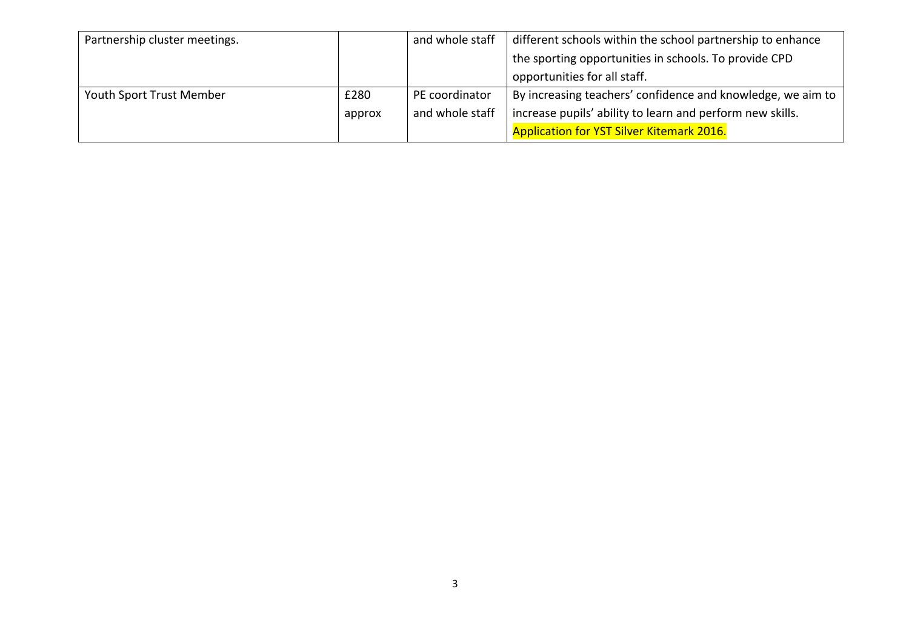| | | | |
|---|---|---|---|
| Partnership cluster meetings. | | and whole staff | different schools within the school partnership to enhance the sporting opportunities in schools. To provide CPD opportunities for all staff. |
| Youth Sport Trust Member | £280 approx | PE coordinator and whole staff | By increasing teachers' confidence and knowledge, we aim to increase pupils' ability to learn and perform new skills. Application for YST Silver Kitemark 2016. |